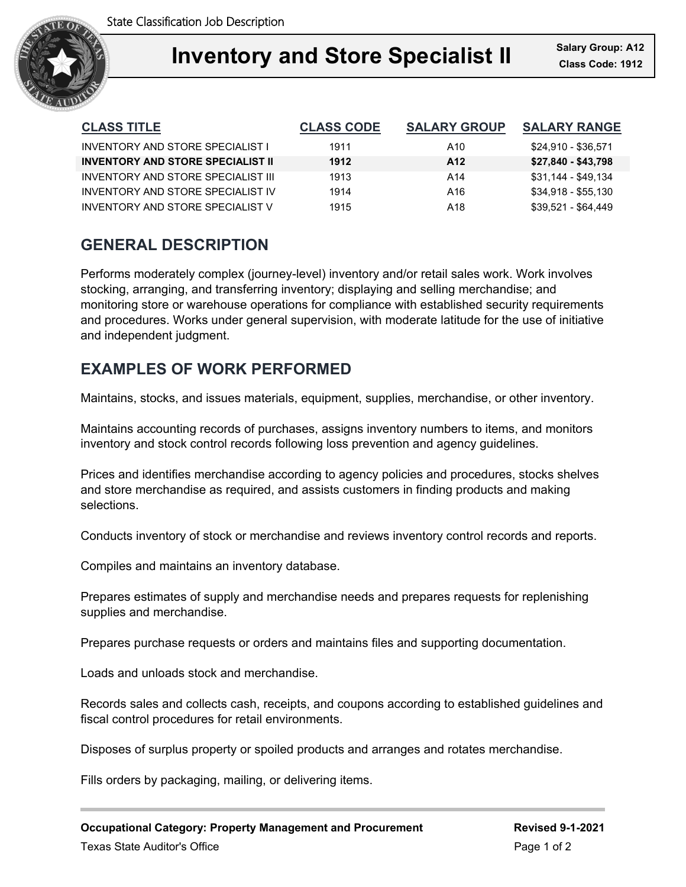State Classification Job Description

# Inventory and Store Specialist II

**Salary Group: A12**
**Class Code: 1912**

| CLASS TITLE | CLASS CODE | SALARY GROUP | SALARY RANGE |
|---|---|---|---|
| INVENTORY AND STORE SPECIALIST I | 1911 | A10 | $24,910 - $36,571 |
| **INVENTORY AND STORE SPECIALIST II** | **1912** | **A12** | **$27,840 - $43,798** |
| INVENTORY AND STORE SPECIALIST III | 1913 | A14 | $31,144 - $49,134 |
| INVENTORY AND STORE SPECIALIST IV | 1914 | A16 | $34,918 - $55,130 |
| INVENTORY AND STORE SPECIALIST V | 1915 | A18 | $39,521 - $64,449 |

## GENERAL DESCRIPTION

Performs moderately complex (journey-level) inventory and/or retail sales work. Work involves stocking, arranging, and transferring inventory; displaying and selling merchandise; and monitoring store or warehouse operations for compliance with established security requirements and procedures. Works under general supervision, with moderate latitude for the use of initiative and independent judgment.

## EXAMPLES OF WORK PERFORMED

Maintains, stocks, and issues materials, equipment, supplies, merchandise, or other inventory.

Maintains accounting records of purchases, assigns inventory numbers to items, and monitors inventory and stock control records following loss prevention and agency guidelines.

Prices and identifies merchandise according to agency policies and procedures, stocks shelves and store merchandise as required, and assists customers in finding products and making selections.

Conducts inventory of stock or merchandise and reviews inventory control records and reports.

Compiles and maintains an inventory database.

Prepares estimates of supply and merchandise needs and prepares requests for replenishing supplies and merchandise.

Prepares purchase requests or orders and maintains files and supporting documentation.

Loads and unloads stock and merchandise.

Records sales and collects cash, receipts, and coupons according to established guidelines and fiscal control procedures for retail environments.

Disposes of surplus property or spoiled products and arranges and rotates merchandise.

Fills orders by packaging, mailing, or delivering items.

**Occupational Category: Property Management and Procurement**
Texas State Auditor's Office

**Revised 9-1-2021**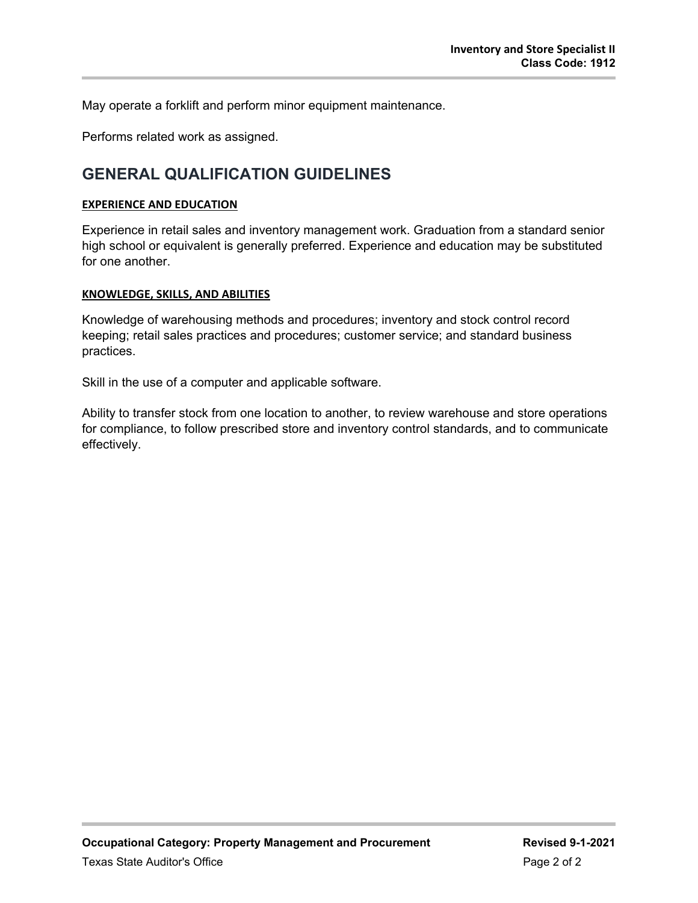May operate a forklift and perform minor equipment maintenance.

Performs related work as assigned.

## GENERAL QUALIFICATION GUIDELINES

### EXPERIENCE AND EDUCATION

Experience in retail sales and inventory management work. Graduation from a standard senior high school or equivalent is generally preferred. Experience and education may be substituted for one another.

### KNOWLEDGE, SKILLS, AND ABILITIES

Knowledge of warehousing methods and procedures; inventory and stock control record keeping; retail sales practices and procedures; customer service; and standard business practices.

Skill in the use of a computer and applicable software.

Ability to transfer stock from one location to another, to review warehouse and store operations for compliance, to follow prescribed store and inventory control standards, and to communicate effectively.